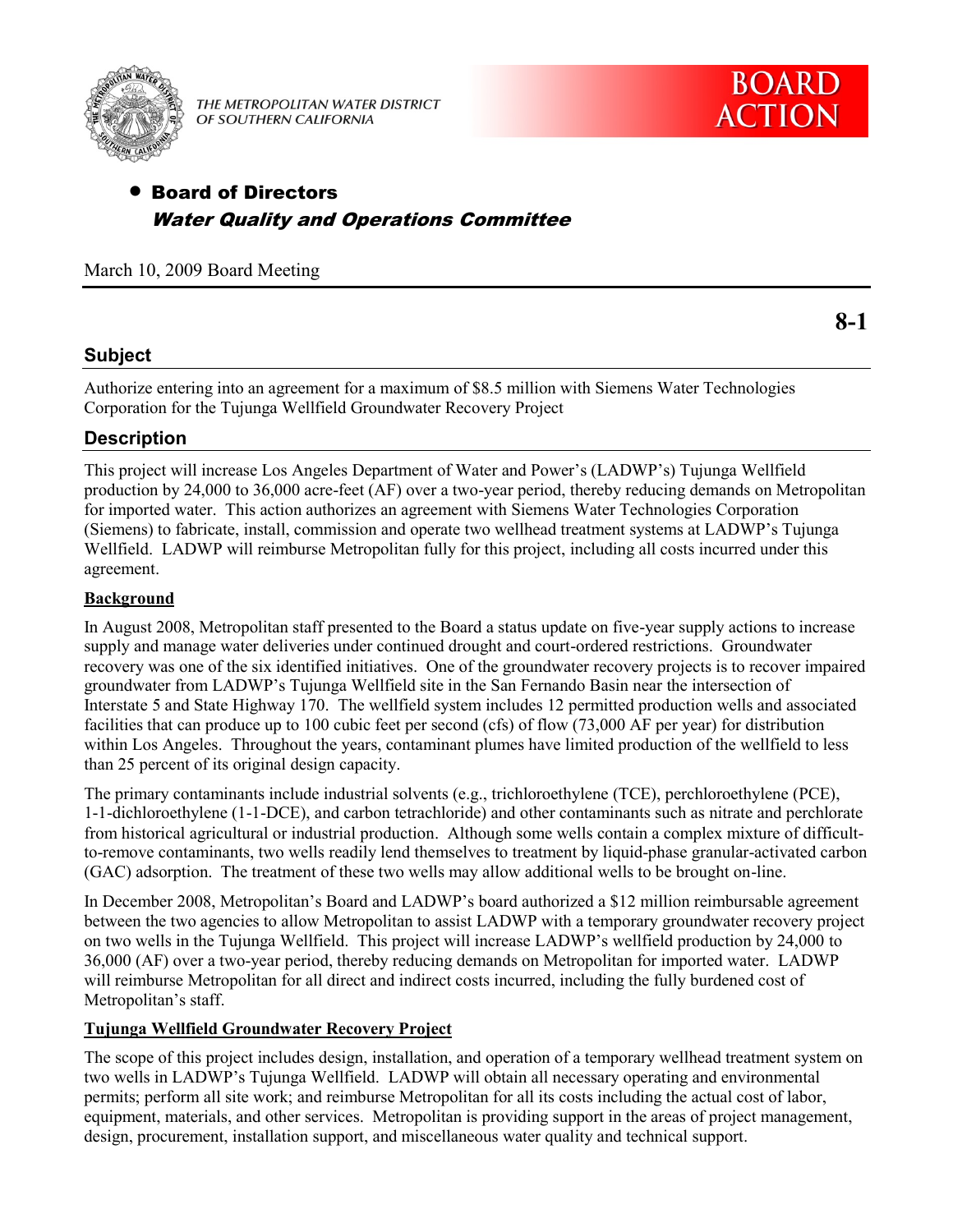THE METROPOLITAN WATER DISTRICT OF SOUTHERN CALIFORNIA

**BOARD ACTION**

- **Board of Directors**
  ***Water Quality and Operations Committee***

March 10, 2009 Board Meeting

**8-1**

## Subject

Authorize entering into an agreement for a maximum of $8.5 million with Siemens Water Technologies Corporation for the Tujunga Wellfield Groundwater Recovery Project

## Description

This project will increase Los Angeles Department of Water and Power's (LADWP's) Tujunga Wellfield production by 24,000 to 36,000 acre-feet (AF) over a two-year period, thereby reducing demands on Metropolitan for imported water. This action authorizes an agreement with Siemens Water Technologies Corporation (Siemens) to fabricate, install, commission and operate two wellhead treatment systems at LADWP's Tujunga Wellfield. LADWP will reimburse Metropolitan fully for this project, including all costs incurred under this agreement.

**Background**

In August 2008, Metropolitan staff presented to the Board a status update on five-year supply actions to increase supply and manage water deliveries under continued drought and court-ordered restrictions. Groundwater recovery was one of the six identified initiatives. One of the groundwater recovery projects is to recover impaired groundwater from LADWP's Tujunga Wellfield site in the San Fernando Basin near the intersection of Interstate 5 and State Highway 170. The wellfield system includes 12 permitted production wells and associated facilities that can produce up to 100 cubic feet per second (cfs) of flow (73,000 AF per year) for distribution within Los Angeles. Throughout the years, contaminant plumes have limited production of the wellfield to less than 25 percent of its original design capacity.

The primary contaminants include industrial solvents (e.g., trichloroethylene (TCE), perchloroethylene (PCE), 1-1-dichloroethylene (1-1-DCE), and carbon tetrachloride) and other contaminants such as nitrate and perchlorate from historical agricultural or industrial production. Although some wells contain a complex mixture of difficult-to-remove contaminants, two wells readily lend themselves to treatment by liquid-phase granular-activated carbon (GAC) adsorption. The treatment of these two wells may allow additional wells to be brought on-line.

In December 2008, Metropolitan's Board and LADWP's board authorized a $12 million reimbursable agreement between the two agencies to allow Metropolitan to assist LADWP with a temporary groundwater recovery project on two wells in the Tujunga Wellfield. This project will increase LADWP's wellfield production by 24,000 to 36,000 (AF) over a two-year period, thereby reducing demands on Metropolitan for imported water. LADWP will reimburse Metropolitan for all direct and indirect costs incurred, including the fully burdened cost of Metropolitan's staff.

**Tujunga Wellfield Groundwater Recovery Project**

The scope of this project includes design, installation, and operation of a temporary wellhead treatment system on two wells in LADWP's Tujunga Wellfield. LADWP will obtain all necessary operating and environmental permits; perform all site work; and reimburse Metropolitan for all its costs including the actual cost of labor, equipment, materials, and other services. Metropolitan is providing support in the areas of project management, design, procurement, installation support, and miscellaneous water quality and technical support.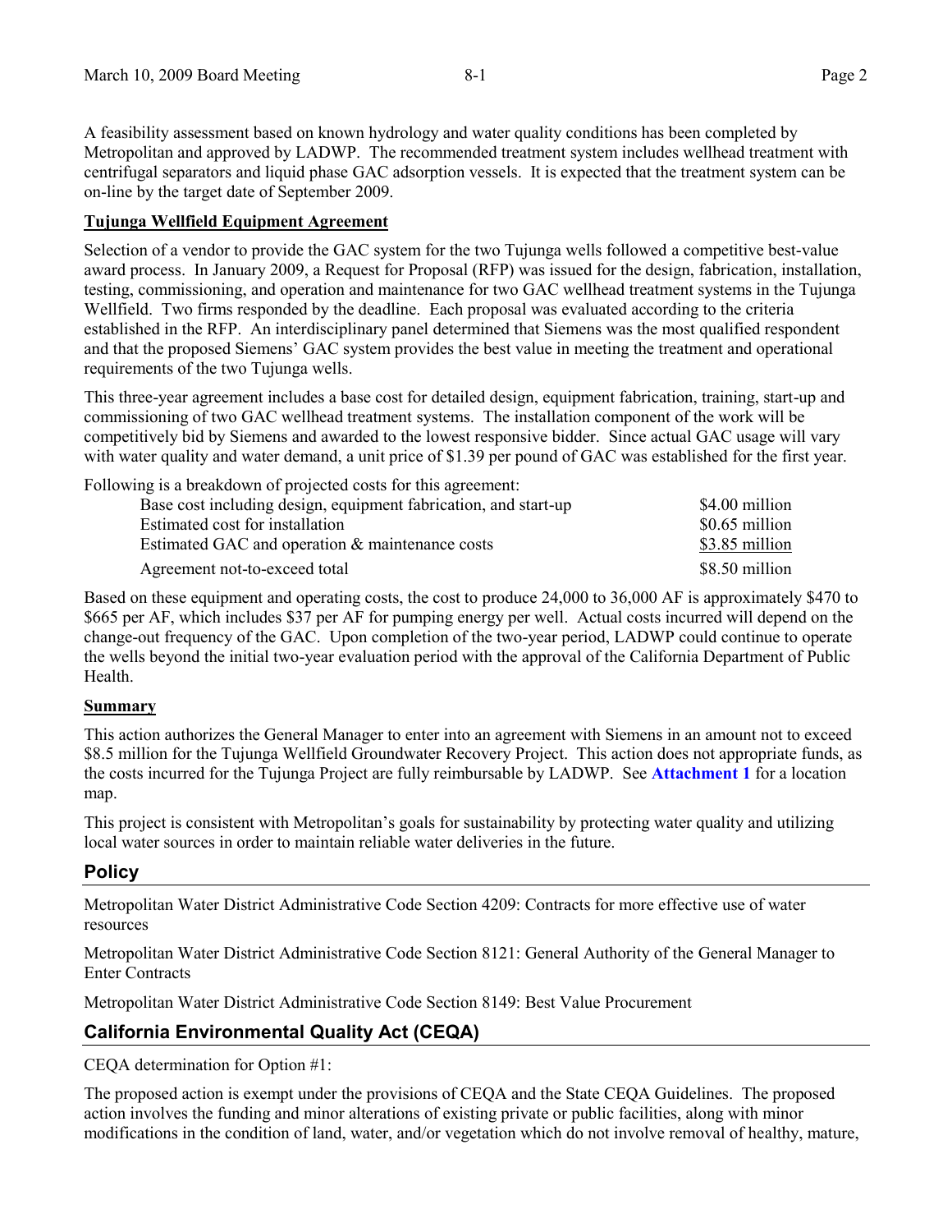A feasibility assessment based on known hydrology and water quality conditions has been completed by Metropolitan and approved by LADWP. The recommended treatment system includes wellhead treatment with centrifugal separators and liquid phase GAC adsorption vessels. It is expected that the treatment system can be on-line by the target date of September 2009.

**Tujunga Wellfield Equipment Agreement**

Selection of a vendor to provide the GAC system for the two Tujunga wells followed a competitive best-value award process. In January 2009, a Request for Proposal (RFP) was issued for the design, fabrication, installation, testing, commissioning, and operation and maintenance for two GAC wellhead treatment systems in the Tujunga Wellfield. Two firms responded by the deadline. Each proposal was evaluated according to the criteria established in the RFP. An interdisciplinary panel determined that Siemens was the most qualified respondent and that the proposed Siemens' GAC system provides the best value in meeting the treatment and operational requirements of the two Tujunga wells.

This three-year agreement includes a base cost for detailed design, equipment fabrication, training, start-up and commissioning of two GAC wellhead treatment systems. The installation component of the work will be competitively bid by Siemens and awarded to the lowest responsive bidder. Since actual GAC usage will vary with water quality and water demand, a unit price of $1.39 per pound of GAC was established for the first year.

Following is a breakdown of projected costs for this agreement:

| | |
|---|---|
| Base cost including design, equipment fabrication, and start-up | $4.00 million |
| Estimated cost for installation | $0.65 million |
| Estimated GAC and operation & maintenance costs | $3.85 million |
| Agreement not-to-exceed total | $8.50 million |

Based on these equipment and operating costs, the cost to produce 24,000 to 36,000 AF is approximately $470 to $665 per AF, which includes $37 per AF for pumping energy per well. Actual costs incurred will depend on the change-out frequency of the GAC. Upon completion of the two-year period, LADWP could continue to operate the wells beyond the initial two-year evaluation period with the approval of the California Department of Public Health.

**Summary**

This action authorizes the General Manager to enter into an agreement with Siemens in an amount not to exceed $8.5 million for the Tujunga Wellfield Groundwater Recovery Project. This action does not appropriate funds, as the costs incurred for the Tujunga Project are fully reimbursable by LADWP. See **Attachment 1** for a location map.

This project is consistent with Metropolitan's goals for sustainability by protecting water quality and utilizing local water sources in order to maintain reliable water deliveries in the future.

## Policy

Metropolitan Water District Administrative Code Section 4209: Contracts for more effective use of water resources

Metropolitan Water District Administrative Code Section 8121: General Authority of the General Manager to Enter Contracts

Metropolitan Water District Administrative Code Section 8149: Best Value Procurement

## California Environmental Quality Act (CEQA)

CEQA determination for Option #1:

The proposed action is exempt under the provisions of CEQA and the State CEQA Guidelines. The proposed action involves the funding and minor alterations of existing private or public facilities, along with minor modifications in the condition of land, water, and/or vegetation which do not involve removal of healthy, mature,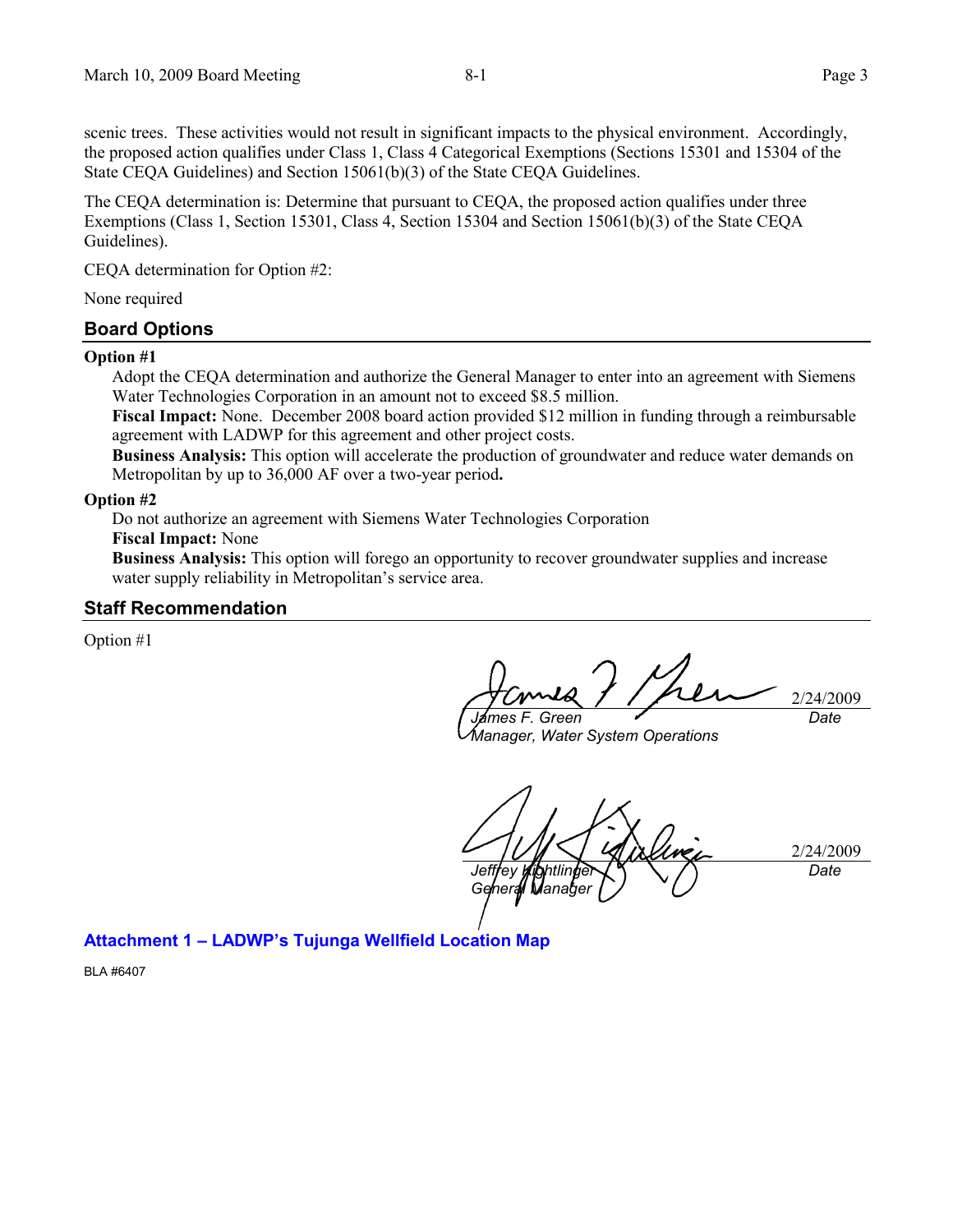scenic trees. These activities would not result in significant impacts to the physical environment. Accordingly, the proposed action qualifies under Class 1, Class 4 Categorical Exemptions (Sections 15301 and 15304 of the State CEQA Guidelines) and Section 15061(b)(3) of the State CEQA Guidelines.

The CEQA determination is: Determine that pursuant to CEQA, the proposed action qualifies under three Exemptions (Class 1, Section 15301, Class 4, Section 15304 and Section 15061(b)(3) of the State CEQA Guidelines).

CEQA determination for Option #2:

None required

## Board Options

**Option #1**

Adopt the CEQA determination and authorize the General Manager to enter into an agreement with Siemens Water Technologies Corporation in an amount not to exceed $8.5 million.

**Fiscal Impact:** None. December 2008 board action provided $12 million in funding through a reimbursable agreement with LADWP for this agreement and other project costs.

**Business Analysis:** This option will accelerate the production of groundwater and reduce water demands on Metropolitan by up to 36,000 AF over a two-year period**.**

**Option #2**

Do not authorize an agreement with Siemens Water Technologies Corporation

**Fiscal Impact:** None

**Business Analysis:** This option will forego an opportunity to recover groundwater supplies and increase water supply reliability in Metropolitan's service area.

## Staff Recommendation

Option #1

2/24/2009

*James F. Green*
*Manager, Water System Operations*
*Date*

2/24/2009

*Jeffrey Kightlinger*
*General Manager*
*Date*

**Attachment 1 – LADWP's Tujunga Wellfield Location Map**

BLA #6407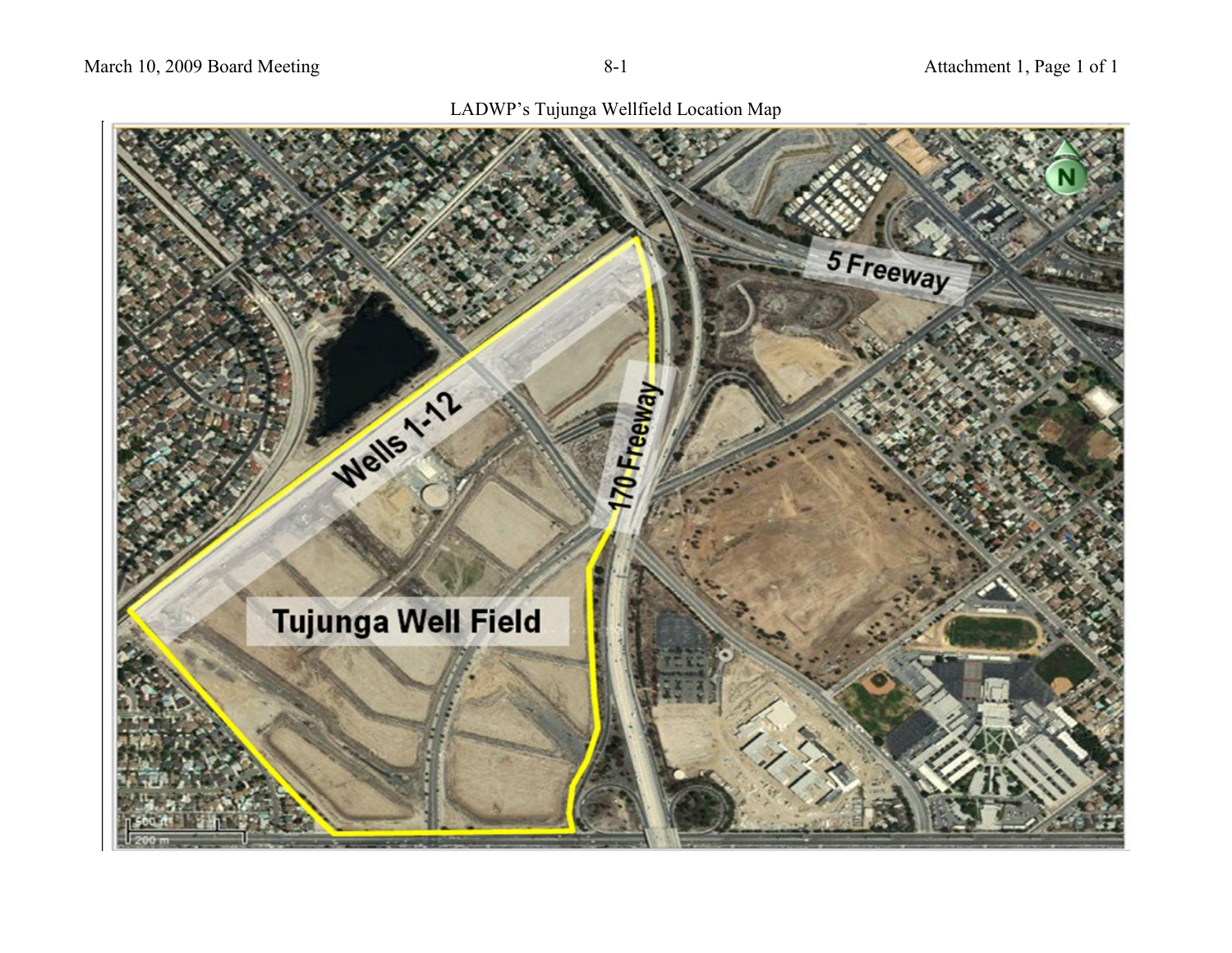LADWP's Tujunga Wellfield Location Map

5 Freeway

Wells 1-12

170 Freeway

Tujunga Well Field

N

500 ft

200 m